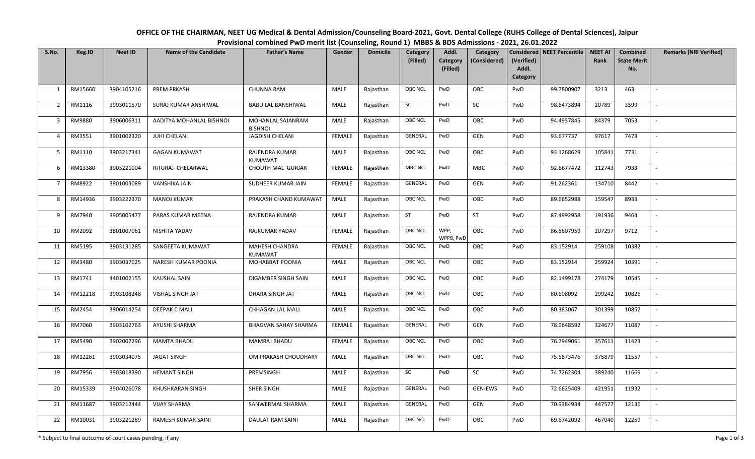**OFFICE OF THE CHAIRMAN, NEET UG Medical & Dental Admission/Counseling Board-2021, Govt. Dental College (RUHS College of Dental Sciences), Jaipur**

**Provisional combined PwD merit list (Counseling, Round 1) MBBS & BDS Admissions - 2021, 26.01.2022**

| S.No. | Reg.ID | Neet ID | Name of the Candidate | Father's Name | Gender | Domicile | Category (Filled) | Addl. Category (Filled) | Category (Considered) | Considered (Verified) Addl. Category | NEET Percentile | NEET AI Rank | Combined State Merit No. | Remarks (NRI Verified) |
|---|---|---|---|---|---|---|---|---|---|---|---|---|---|---|
| 1 | RM15660 | 3904105216 | PREM PRKASH | CHUNNA RAM | MALE | Rajasthan | OBC NCL | PwD | OBC | PwD | 99.7800907 | 3213 | 463 | - |
| 2 | RM1116 | 3903011570 | SURAJ KUMAR ANSHIWAL | BABU LAL BANSHIWAL | MALE | Rajasthan | SC | PwD | SC | PwD | 98.6473894 | 20789 | 3599 | - |
| 3 | RM9880 | 3906006311 | AADITYA MOHANLAL BISHNOI | MOHANLAL SAJANRAM BISHNOI | MALE | Rajasthan | OBC NCL | PwD | OBC | PwD | 94.4937845 | 84379 | 7053 | - |
| 4 | RM3551 | 3901002320 | JUHI CHELANI | JAGDISH CHELANI | FEMALE | Rajasthan | GENERAL | PwD | GEN | PwD | 93.677737 | 97617 | 7473 | - |
| 5 | RM1110 | 3903217341 | GAGAN KUMAWAT | RAJENDRA KUMAR KUMAWAT | MALE | Rajasthan | OBC NCL | PwD | OBC | PwD | 93.1268629 | 105841 | 7731 | - |
| 6 | RM13380 | 3903221004 | RITURAJ CHELARWAL | CHOUTH MAL GURJAR | FEMALE | Rajasthan | MBC NCL | PwD | MBC | PwD | 92.6677472 | 112743 | 7933 | - |
| 7 | RM8922 | 3901003089 | VANSHIKA JAIN | SUDHEER KUMAR JAIN | FEMALE | Rajasthan | GENERAL | PwD | GEN | PwD | 91.262361 | 134710 | 8442 | - |
| 8 | RM14936 | 3903222370 | MANOJ KUMAR | PRAKASH CHAND KUMAWAT | MALE | Rajasthan | OBC NCL | PwD | OBC | PwD | 89.6652988 | 159547 | 8933 | - |
| 9 | RM7940 | 3905005477 | PARAS KUMAR MEENA | RAJENDRA KUMAR | MALE | Rajasthan | ST | PwD | ST | PwD | 87.4992958 | 191936 | 9464 | - |
| 10 | RM2092 | 3801007061 | NISHITA YADAV | RAJKUMAR YADAV | FEMALE | Rajasthan | OBC NCL | WPP, WPP8, PwD | OBC | PwD | 86.5607959 | 207297 | 9712 | - |
| 11 | RM5195 | 3903131285 | SANGEETA KUMAWAT | MAHESH CHANDRA KUMAWAT | FEMALE | Rajasthan | OBC NCL | PwD | OBC | PwD | 83.152914 | 259108 | 10382 | - |
| 12 | RM3480 | 3903037025 | NARESH KUMAR POONIA | MOHABBAT POONIA | MALE | Rajasthan | OBC NCL | PwD | OBC | PwD | 83.152914 | 259924 | 10391 | - |
| 13 | RM1741 | 4401002155 | KAUSHAL SAIN | DIGAMBER SINGH SAIN | MALE | Rajasthan | OBC NCL | PwD | OBC | PwD | 82.1499178 | 274179 | 10545 | - |
| 14 | RM12218 | 3903108248 | VISHAL SINGH JAT | DHARA SINGH JAT | MALE | Rajasthan | OBC NCL | PwD | OBC | PwD | 80.608092 | 299242 | 10826 | - |
| 15 | RM2454 | 3906014254 | DEEPAK C MALI | CHHAGAN LAL MALI | MALE | Rajasthan | OBC NCL | PwD | OBC | PwD | 80.383067 | 301399 | 10852 | - |
| 16 | RM7060 | 3903102763 | AYUSHI SHARMA | BHAGVAN SAHAY SHARMA | FEMALE | Rajasthan | GENERAL | PwD | GEN | PwD | 78.9648592 | 324677 | 11087 | - |
| 17 | RM5490 | 3902007296 | MAMTA BHADU | MAMRAJ BHADU | FEMALE | Rajasthan | OBC NCL | PwD | OBC | PwD | 76.7949061 | 357611 | 11423 | - |
| 18 | RM12261 | 3903034075 | JAGAT SINGH | OM PRAKASH CHOUDHARY | MALE | Rajasthan | OBC NCL | PwD | OBC | PwD | 75.5873476 | 375879 | 11557 | - |
| 19 | RM7956 | 3903018390 | HEMANT SINGH | PREMSINGH | MALE | Rajasthan | SC | PwD | SC | PwD | 74.7262304 | 389240 | 11669 | - |
| 20 | RM15339 | 3904026078 | KHUSHKARAN SINGH | SHER SINGH | MALE | Rajasthan | GENERAL | PwD | GEN-EWS | PwD | 72.6625409 | 421951 | 11932 | - |
| 21 | RM11687 | 3903212444 | VIJAY SHARMA | SANWERMAL SHARMA | MALE | Rajasthan | GENERAL | PwD | GEN | PwD | 70.9384934 | 447577 | 12136 | - |
| 22 | RM10031 | 3903221289 | RAMESH KUMAR SAINI | DAULAT RAM SAINI | MALE | Rajasthan | OBC NCL | PwD | OBC | PwD | 69.6742092 | 467040 | 12259 | - |

\* Subject to final outcome of court cases pending, if any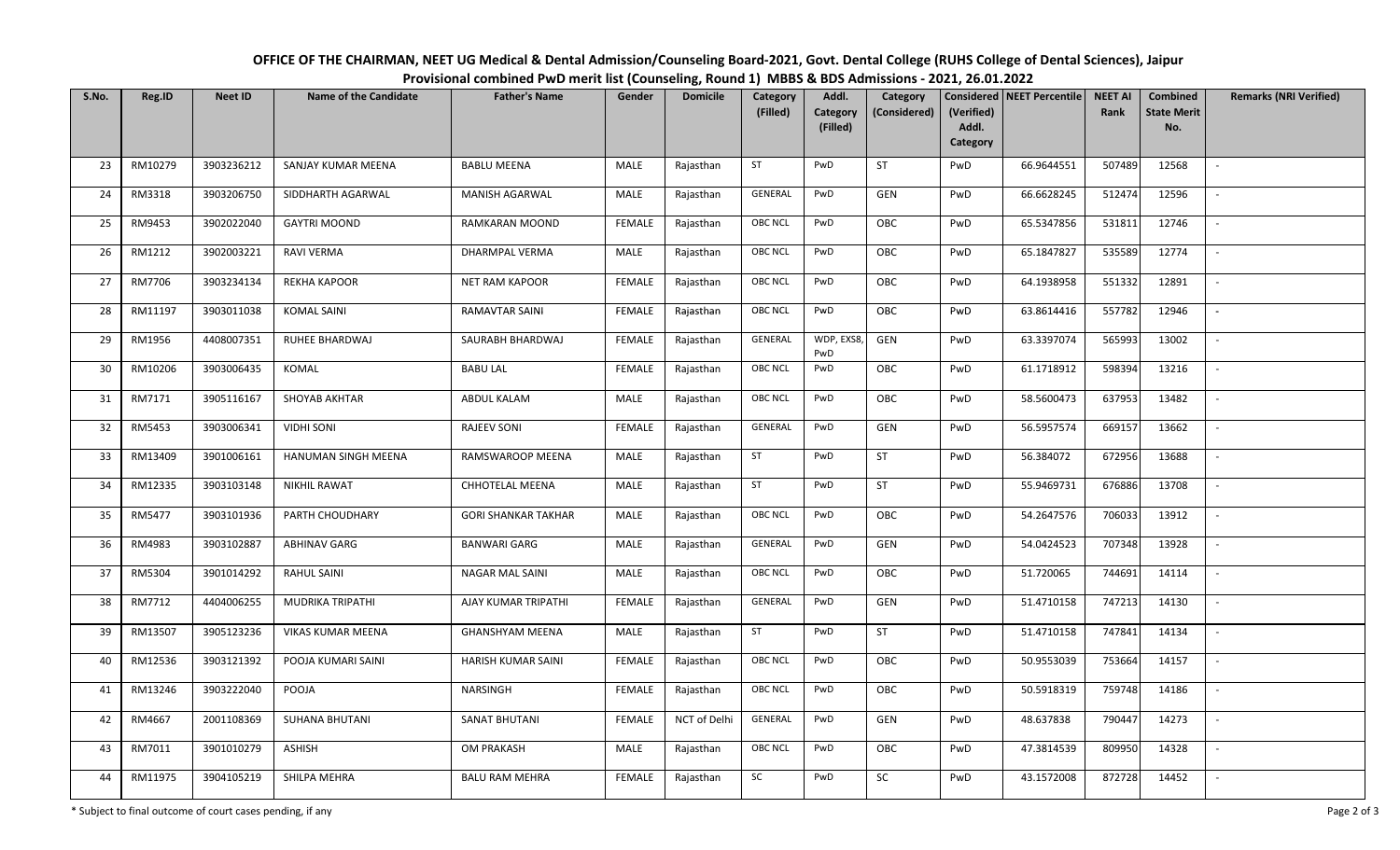**OFFICE OF THE CHAIRMAN, NEET UG Medical & Dental Admission/Counseling Board-2021, Govt. Dental College (RUHS College of Dental Sciences), Jaipur**

**Provisional combined PwD merit list (Counseling, Round 1) MBBS & BDS Admissions - 2021, 26.01.2022**

| S.No. | Reg.ID | Neet ID | Name of the Candidate | Father's Name | Gender | Domicile | Category (Filled) | Addl. Category (Filled) | Category (Considered) | Considered (Verified) Addl. Category | NEET Percentile | NEET AI Rank | Combined State Merit No. | Remarks (NRI Verified) |
|---|---|---|---|---|---|---|---|---|---|---|---|---|---|---|
| 23 | RM10279 | 3903236212 | SANJAY KUMAR MEENA | BABLU MEENA | MALE | Rajasthan | ST | PwD | ST | PwD | 66.9644551 | 507489 | 12568 | - |
| 24 | RM3318 | 3903206750 | SIDDHARTH AGARWAL | MANISH AGARWAL | MALE | Rajasthan | GENERAL | PwD | GEN | PwD | 66.6628245 | 512474 | 12596 | - |
| 25 | RM9453 | 3902022040 | GAYTRI MOOND | RAMKARAN MOOND | FEMALE | Rajasthan | OBC NCL | PwD | OBC | PwD | 65.5347856 | 531811 | 12746 | - |
| 26 | RM1212 | 3902003221 | RAVI VERMA | DHARMPAL VERMA | MALE | Rajasthan | OBC NCL | PwD | OBC | PwD | 65.1847827 | 535589 | 12774 | - |
| 27 | RM7706 | 3903234134 | REKHA KAPOOR | NET RAM KAPOOR | FEMALE | Rajasthan | OBC NCL | PwD | OBC | PwD | 64.1938958 | 551332 | 12891 | - |
| 28 | RM11197 | 3903011038 | KOMAL SAINI | RAMAVTAR SAINI | FEMALE | Rajasthan | OBC NCL | PwD | OBC | PwD | 63.8614416 | 557782 | 12946 | - |
| 29 | RM1956 | 4408007351 | RUHEE BHARDWAJ | SAURABH BHARDWAJ | FEMALE | Rajasthan | GENERAL | WDP, EXS8, PwD | GEN | PwD | 63.3397074 | 565993 | 13002 | - |
| 30 | RM10206 | 3903006435 | KOMAL | BABU LAL | FEMALE | Rajasthan | OBC NCL | PwD | OBC | PwD | 61.1718912 | 598394 | 13216 | - |
| 31 | RM7171 | 3905116167 | SHOYAB AKHTAR | ABDUL KALAM | MALE | Rajasthan | OBC NCL | PwD | OBC | PwD | 58.5600473 | 637953 | 13482 | - |
| 32 | RM5453 | 3903006341 | VIDHI SONI | RAJEEV SONI | FEMALE | Rajasthan | GENERAL | PwD | GEN | PwD | 56.5957574 | 669157 | 13662 | - |
| 33 | RM13409 | 3901006161 | HANUMAN SINGH MEENA | RAMSWAROOP MEENA | MALE | Rajasthan | ST | PwD | ST | PwD | 56.384072 | 672956 | 13688 | - |
| 34 | RM12335 | 3903103148 | NIKHIL RAWAT | CHHOTELAL MEENA | MALE | Rajasthan | ST | PwD | ST | PwD | 55.9469731 | 676886 | 13708 | - |
| 35 | RM5477 | 3903101936 | PARTH CHOUDHARY | GORI SHANKAR TAKHAR | MALE | Rajasthan | OBC NCL | PwD | OBC | PwD | 54.2647576 | 706033 | 13912 | - |
| 36 | RM4983 | 3903102887 | ABHINAV GARG | BANWARI GARG | MALE | Rajasthan | GENERAL | PwD | GEN | PwD | 54.0424523 | 707348 | 13928 | - |
| 37 | RM5304 | 3901014292 | RAHUL SAINI | NAGAR MAL SAINI | MALE | Rajasthan | OBC NCL | PwD | OBC | PwD | 51.720065 | 744691 | 14114 | - |
| 38 | RM7712 | 4404006255 | MUDRIKA TRIPATHI | AJAY KUMAR TRIPATHI | FEMALE | Rajasthan | GENERAL | PwD | GEN | PwD | 51.4710158 | 747213 | 14130 | - |
| 39 | RM13507 | 3905123236 | VIKAS KUMAR MEENA | GHANSHYAM MEENA | MALE | Rajasthan | ST | PwD | ST | PwD | 51.4710158 | 747841 | 14134 | - |
| 40 | RM12536 | 3903121392 | POOJA KUMARI SAINI | HARISH KUMAR SAINI | FEMALE | Rajasthan | OBC NCL | PwD | OBC | PwD | 50.9553039 | 753664 | 14157 | - |
| 41 | RM13246 | 3903222040 | POOJA | NARSINGH | FEMALE | Rajasthan | OBC NCL | PwD | OBC | PwD | 50.5918319 | 759748 | 14186 | - |
| 42 | RM4667 | 2001108369 | SUHANA BHUTANI | SANAT BHUTANI | FEMALE | NCT of Delhi | GENERAL | PwD | GEN | PwD | 48.637838 | 790447 | 14273 | - |
| 43 | RM7011 | 3901010279 | ASHISH | OM PRAKASH | MALE | Rajasthan | OBC NCL | PwD | OBC | PwD | 47.3814539 | 809950 | 14328 | - |
| 44 | RM11975 | 3904105219 | SHILPA MEHRA | BALU RAM MEHRA | FEMALE | Rajasthan | SC | PwD | SC | PwD | 43.1572008 | 872728 | 14452 | - |

\* Subject to final outcome of court cases pending, if any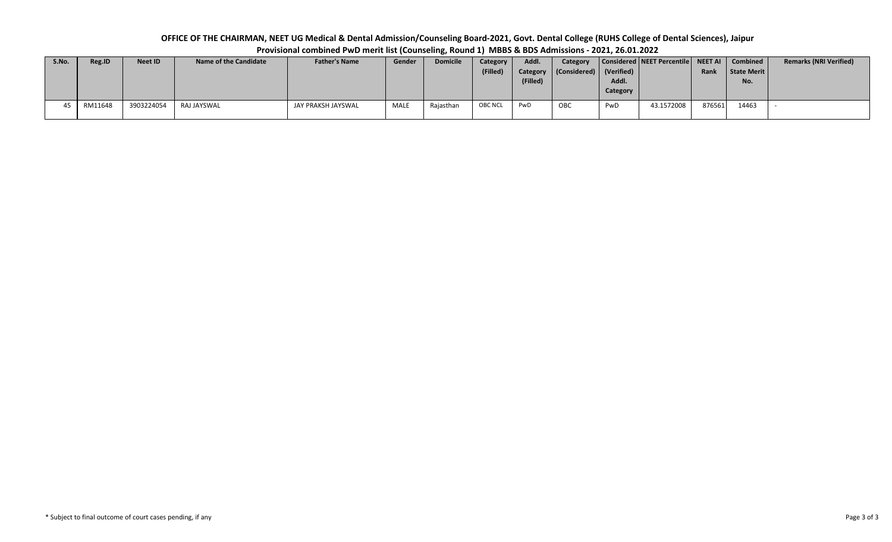**OFFICE OF THE CHAIRMAN, NEET UG Medical & Dental Admission/Counseling Board-2021, Govt. Dental College (RUHS College of Dental Sciences), Jaipur**

**Provisional combined PwD merit list (Counseling, Round 1) MBBS & BDS Admissions - 2021, 26.01.2022**

| S.No. | Reg.ID | Neet ID | Name of the Candidate | Father's Name | Gender | Domicile | Category (Filled) | Addl. Category (Filled) | Category (Considered) | Considered (Verified) Addl. Category | NEET Percentile | NEET AI Rank | Combined State Merit No. | Remarks (NRI Verified) |
|---|---|---|---|---|---|---|---|---|---|---|---|---|---|---|
| 45 | RM11648 | 3903224054 | RAJ JAYSWAL | JAY PRAKSH JAYSWAL | MALE | Rajasthan | OBC NCL | PwD | OBC | PwD | 43.1572008 | 876561 | 14463 | - |

\* Subject to final outcome of court cases pending, if any